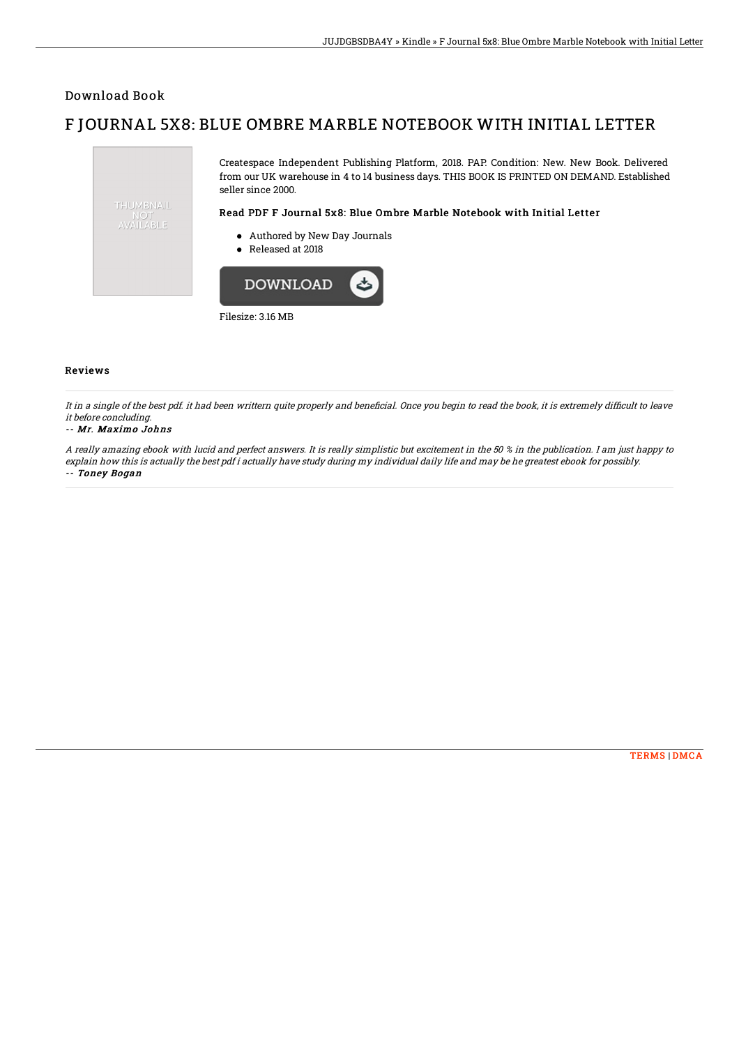## Download Book

# F JOURNAL 5X8: BLUE OMBRE MARBLE NOTEBOOK WITH INITIAL LETTER

THUMBNAIL NOT AVAILABLE

Createspace Independent Publishing Platform, 2018. PAP. Condition: New. New Book. Delivered from our UK warehouse in 4 to 14 business days. THIS BOOK IS PRINTED ON DEMAND. Established seller since 2000.

### Read PDF F Journal 5x8: Blue Ombre Marble Notebook with Initial Letter

- Authored by New Day Journals
- Released at 2018

DOWNLOAD

Filesize: 3.16 MB

### Reviews

*It in a single of the best pdf. it had been writtern quite properly and beneficial. Once you begin to read the book, it is extremely difficult to leave it before concluding.*

*-- Mr. Maximo Johns*

*A really amazing ebook with lucid and perfect answers. It is really simplistic but excitement in the 50 % in the publication. I am just happy to explain how this is actually the best pdf i actually have study during my individual daily life and may be he greatest ebook for possibly.*

*-- Toney Bogan*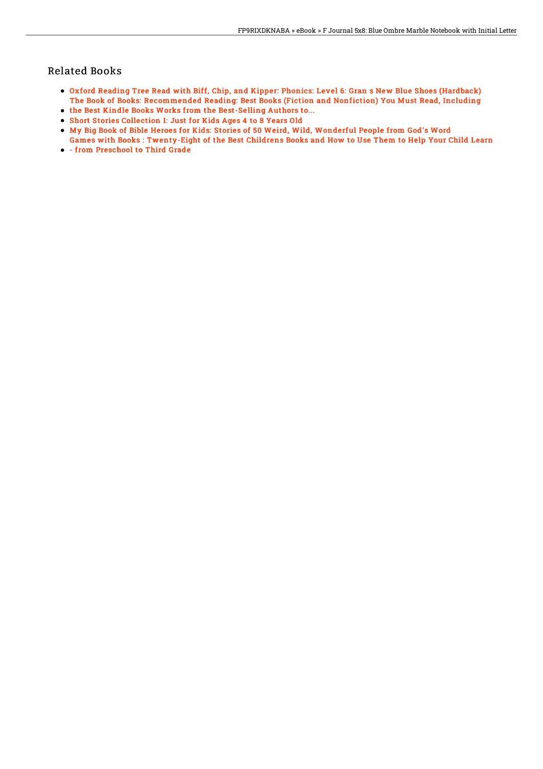## Related Books

- Oxford Reading Tree Read with Biff, Chip, and Kipper: Phonics: Level 6: Gran s New Blue Shoes (Hardback)
- The Book of Books: Recommended Reading: Best Books (Fiction and Nonfiction) You Must Read, Including the Best Kindle Books Works from the Best-Selling Authors to...
- Short Stories Collection I: Just for Kids Ages 4 to 8 Years Old
- My Big Book of Bible Heroes for Kids: Stories of 50 Weird, Wild, Wonderful People from God's Word
- Games with Books : Twenty-Eight of the Best Childrens Books and How to Use Them to Help Your Child Learn - from Preschool to Third Grade